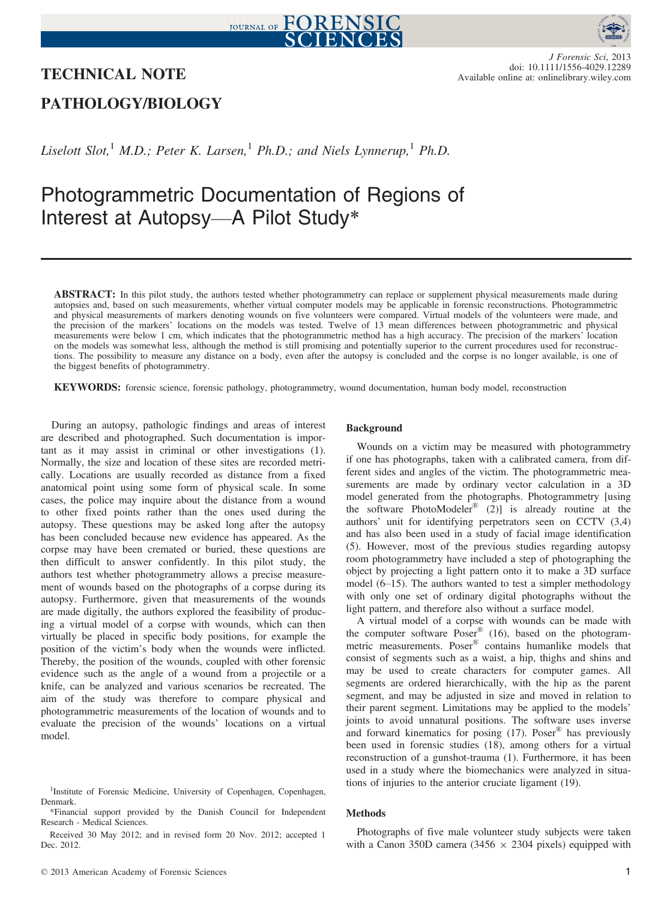# TECHNICAL NOTE

## PATHOLOGY/BIOLOGY

*Liselott Slot,*[1] *M.D.; Peter K. Larsen,*[1] *Ph.D.; and Niels Lynnerup,*[1] *Ph.D.*

# Photogrammetric Documentation of Regions of Interest at Autopsy—A Pilot Study*

**ABSTRACT:** In this pilot study, the authors tested whether photogrammetry can replace or supplement physical measurements made during autopsies and, based on such measurements, whether virtual computer models may be applicable in forensic reconstructions. Photogrammetric and physical measurements of markers denoting wounds on five volunteers were compared. Virtual models of the volunteers were made, and the precision of the markers' locations on the models was tested. Twelve of 13 mean differences between photogrammetric and physical measurements were below 1 cm, which indicates that the photogrammetric method has a high accuracy. The precision of the markers' location on the models was somewhat less, although the method is still promising and potentially superior to the current procedures used for reconstructions. The possibility to measure any distance on a body, even after the autopsy is concluded and the corpse is no longer available, is one of the biggest benefits of photogrammetry.

**KEYWORDS:** forensic science, forensic pathology, photogrammetry, wound documentation, human body model, reconstruction

During an autopsy, pathologic findings and areas of interest are described and photographed. Such documentation is important as it may assist in criminal or other investigations (1). Normally, the size and location of these sites are recorded metrically. Locations are usually recorded as distance from a fixed anatomical point using some form of physical scale. In some cases, the police may inquire about the distance from a wound to other fixed points rather than the ones used during the autopsy. These questions may be asked long after the autopsy has been concluded because new evidence has appeared. As the corpse may have been cremated or buried, these questions are then difficult to answer confidently. In this pilot study, the authors test whether photogrammetry allows a precise measurement of wounds based on the photographs of a corpse during its autopsy. Furthermore, given that measurements of the wounds are made digitally, the authors explored the feasibility of producing a virtual model of a corpse with wounds, which can then virtually be placed in specific body positions, for example the position of the victim's body when the wounds were inflicted. Thereby, the position of the wounds, coupled with other forensic evidence such as the angle of a wound from a projectile or a knife, can be analyzed and various scenarios be recreated. The aim of the study was therefore to compare physical and photogrammetric measurements of the location of wounds and to evaluate the precision of the wounds' locations on a virtual model.

### Background

Wounds on a victim may be measured with photogrammetry if one has photographs, taken with a calibrated camera, from different sides and angles of the victim. The photogrammetric measurements are made by ordinary vector calculation in a 3D model generated from the photographs. Photogrammetry [using the software PhotoModeler® (2)] is already routine at the authors' unit for identifying perpetrators seen on CCTV (3,4) and has also been used in a study of facial image identification (5). However, most of the previous studies regarding autopsy room photogrammetry have included a step of photographing the object by projecting a light pattern onto it to make a 3D surface model (6–15). The authors wanted to test a simpler methodology with only one set of ordinary digital photographs without the light pattern, and therefore also without a surface model.

A virtual model of a corpse with wounds can be made with the computer software Poser® (16), based on the photogrammetric measurements. Poser® contains humanlike models that consist of segments such as a waist, a hip, thighs and shins and may be used to create characters for computer games. All segments are ordered hierarchically, with the hip as the parent segment, and may be adjusted in size and moved in relation to their parent segment. Limitations may be applied to the models' joints to avoid unnatural positions. The software uses inverse and forward kinematics for posing (17). Poser® has previously been used in forensic studies (18), among others for a virtual reconstruction of a gunshot-trauma (1). Furthermore, it has been used in a study where the biomechanics were analyzed in situations of injuries to the anterior cruciate ligament (19).

### Methods

Photographs of five male volunteer study subjects were taken with a Canon 350D camera (3456 × 2304 pixels) equipped with

---

[1] Institute of Forensic Medicine, University of Copenhagen, Copenhagen, Denmark.

*Financial support provided by the Danish Council for Independent Research - Medical Sciences.

Received 30 May 2012; and in revised form 20 Nov. 2012; accepted 1 Dec. 2012.

© 2013 American Academy of Forensic Sciences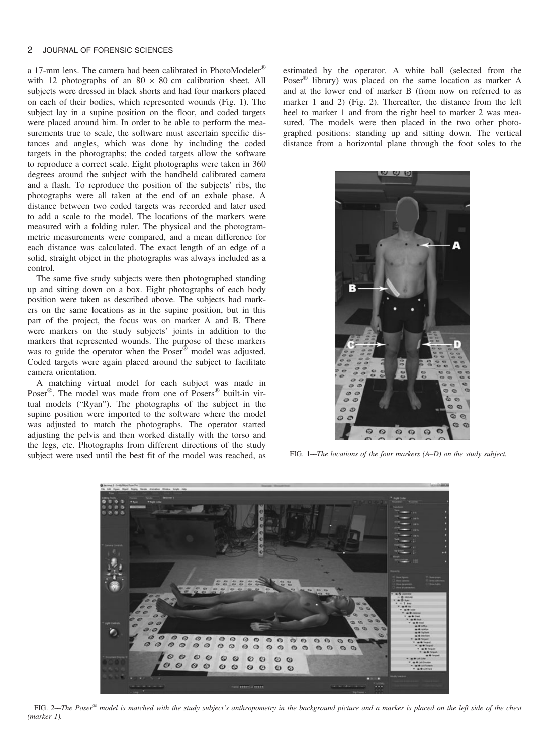a 17-mm lens. The camera had been calibrated in PhotoModeler® with 12 photographs of an $80 \times 80$ cm calibration sheet. All subjects were dressed in black shorts and had four markers placed on each of their bodies, which represented wounds (Fig. 1). The subject lay in a supine position on the floor, and coded targets were placed around him. In order to be able to perform the measurements true to scale, the software must ascertain specific distances and angles, which was done by including the coded targets in the photographs; the coded targets allow the software to reproduce a correct scale. Eight photographs were taken in 360 degrees around the subject with the handheld calibrated camera and a flash. To reproduce the position of the subjects' ribs, the photographs were all taken at the end of an exhale phase. A distance between two coded targets was recorded and later used to add a scale to the model. The locations of the markers were measured with a folding ruler. The physical and the photogrammetric measurements were compared, and a mean difference for each distance was calculated. The exact length of an edge of a solid, straight object in the photographs was always included as a control.

The same five study subjects were then photographed standing up and sitting down on a box. Eight photographs of each body position were taken as described above. The subjects had markers on the same locations as in the supine position, but in this part of the project, the focus was on marker A and B. There were markers on the study subjects' joints in addition to the markers that represented wounds. The purpose of these markers was to guide the operator when the Poser® model was adjusted. Coded targets were again placed around the subject to facilitate camera orientation.

A matching virtual model for each subject was made in Poser®. The model was made from one of Posers® built-in virtual models ("Ryan"). The photographs of the subject in the supine position were imported to the software where the model was adjusted to match the photographs. The operator started adjusting the pelvis and then worked distally with the torso and the legs, etc. Photographs from different directions of the study subject were used until the best fit of the model was reached, as estimated by the operator. A white ball (selected from the Poser® library) was placed on the same location as marker A and at the lower end of marker B (from now on referred to as marker 1 and 2) (Fig. 2). Thereafter, the distance from the left heel to marker 1 and from the right heel to marker 2 was measured. The models were then placed in the two other photographed positions: standing up and sitting down. The vertical distance from a horizontal plane through the foot soles to the

FIG. 1—*The locations of the four markers (A–D) on the study subject.*

FIG. 2—*The Poser® model is matched with the study subject's anthropometry in the background picture and a marker is placed on the left side of the chest (marker 1).*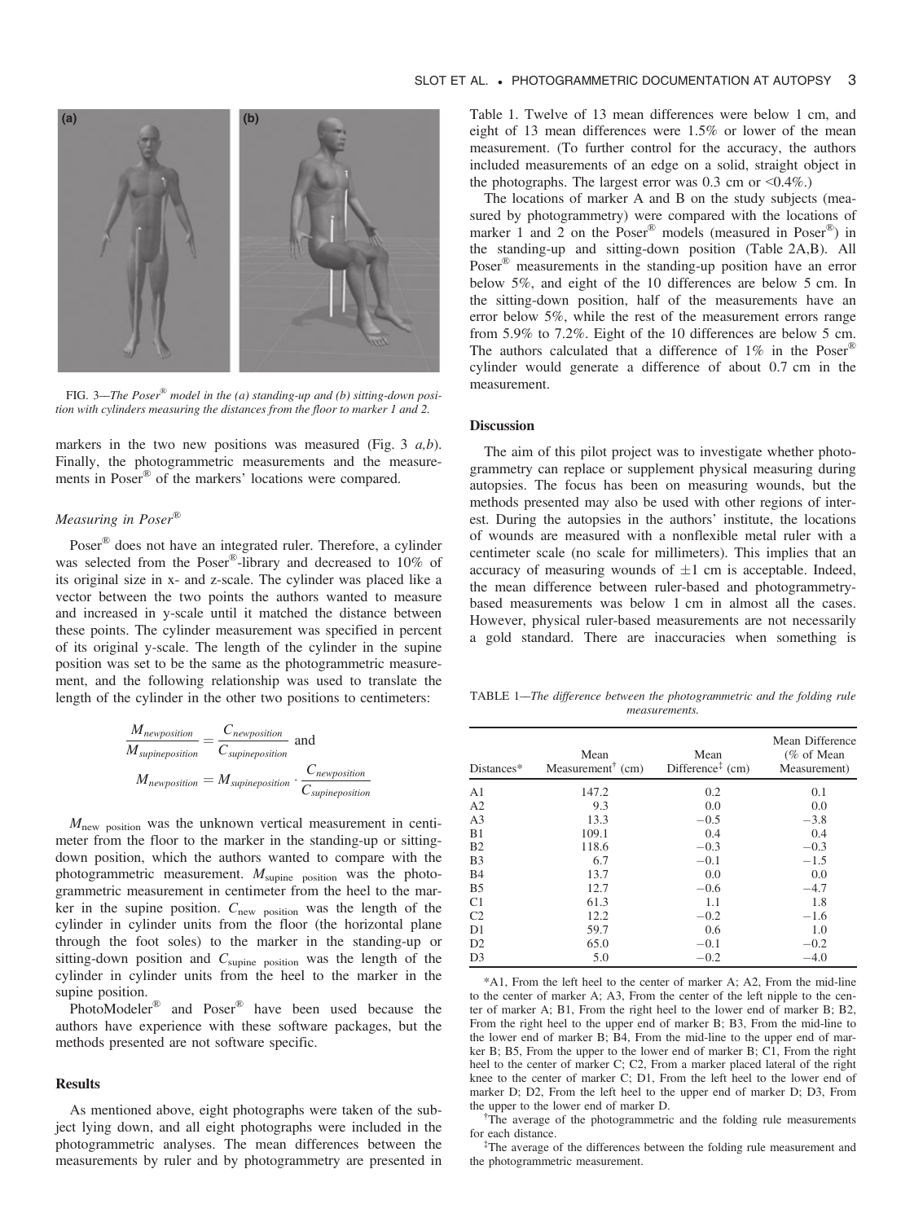FIG. 3—*The Poser® model in the (a) standing-up and (b) sitting-down position with cylinders measuring the distances from the floor to marker 1 and 2.*

markers in the two new positions was measured (Fig. 3 *a,b*). Finally, the photogrammetric measurements and the measurements in Poser® of the markers' locations were compared.

### *Measuring in Poser®*

Poser® does not have an integrated ruler. Therefore, a cylinder was selected from the Poser®-library and decreased to 10% of its original size in x- and z-scale. The cylinder was placed like a vector between the two points the authors wanted to measure and increased in y-scale until it matched the distance between these points. The cylinder measurement was specified in percent of its original y-scale. The length of the cylinder in the supine position was set to be the same as the photogrammetric measurement, and the following relationship was used to translate the length of the cylinder in the other two positions to centimeters:

$$\frac{M_{newposition}}{M_{supineposition}} = \frac{C_{newposition}}{C_{supineposition}} \text{ and}$$

$$M_{newposition} = M_{supineposition} \cdot \frac{C_{newposition}}{C_{supineposition}}$$

$M_{\text{new position}}$ was the unknown vertical measurement in centimeter from the floor to the marker in the standing-up or sitting-down position, which the authors wanted to compare with the photogrammetric measurement. $M_{\text{supine position}}$ was the photogrammetric measurement in centimeter from the heel to the marker in the supine position. $C_{\text{new position}}$ was the length of the cylinder in cylinder units from the floor (the horizontal plane through the foot soles) to the marker in the standing-up or sitting-down position and $C_{\text{supine position}}$ was the length of the cylinder in cylinder units from the heel to the marker in the supine position.

PhotoModeler® and Poser® have been used because the authors have experience with these software packages, but the methods presented are not software specific.

## Results

As mentioned above, eight photographs were taken of the subject lying down, and all eight photographs were included in the photogrammetric analyses. The mean differences between the measurements by ruler and by photogrammetry are presented in Table 1. Twelve of 13 mean differences were below 1 cm, and eight of 13 mean differences were 1.5% or lower of the mean measurement. (To further control for the accuracy, the authors included measurements of an edge on a solid, straight object in the photographs. The largest error was 0.3 cm or <0.4%.)

The locations of marker A and B on the study subjects (measured by photogrammetry) were compared with the locations of marker 1 and 2 on the Poser® models (measured in Poser®) in the standing-up and sitting-down position (Table 2A,B). All Poser® measurements in the standing-up position have an error below 5%, and eight of the 10 differences are below 5 cm. In the sitting-down position, half of the measurements have an error below 5%, while the rest of the measurement errors range from 5.9% to 7.2%. Eight of the 10 differences are below 5 cm. The authors calculated that a difference of 1% in the Poser® cylinder would generate a difference of about 0.7 cm in the measurement.

## Discussion

The aim of this pilot project was to investigate whether photogrammetry can replace or supplement physical measuring during autopsies. The focus has been on measuring wounds, but the methods presented may also be used with other regions of interest. During the autopsies in the authors' institute, the locations of wounds are measured with a nonflexible metal ruler with a centimeter scale (no scale for millimeters). This implies that an accuracy of measuring wounds of ±1 cm is acceptable. Indeed, the mean difference between ruler-based and photogrammetry-based measurements was below 1 cm in almost all the cases. However, physical ruler-based measurements are not necessarily a gold standard. There are inaccuracies when something is

TABLE 1—*The difference between the photogrammetric and the folding rule measurements.*

| Distances* | Mean Measurement† (cm) | Mean Difference‡ (cm) | Mean Difference (% of Mean Measurement) |
|---|---|---|---|
| A1 | 147.2 | 0.2 | 0.1 |
| A2 | 9.3 | 0.0 | 0.0 |
| A3 | 13.3 | −0.5 | −3.8 |
| B1 | 109.1 | 0.4 | 0.4 |
| B2 | 118.6 | −0.3 | −0.3 |
| B3 | 6.7 | −0.1 | −1.5 |
| B4 | 13.7 | 0.0 | 0.0 |
| B5 | 12.7 | −0.6 | −4.7 |
| C1 | 61.3 | 1.1 | 1.8 |
| C2 | 12.2 | −0.2 | −1.6 |
| D1 | 59.7 | 0.6 | 1.0 |
| D2 | 65.0 | −0.1 | −0.2 |
| D3 | 5.0 | −0.2 | −4.0 |

*A1, From the left heel to the center of marker A; A2, From the mid-line to the center of marker A; A3, From the center of the left nipple to the center of marker A; B1, From the right heel to the lower end of marker B; B2, From the right heel to the upper end of marker B; B3, From the mid-line to the lower end of marker B; B4, From the mid-line to the upper end of marker B; B5, From the upper to the lower end of marker B; C1, From the right heel to the center of marker C; C2, From a marker placed lateral of the right knee to the center of marker C; D1, From the left heel to the lower end of marker D; D2, From the left heel to the upper end of marker D; D3, From the upper to the lower end of marker D.

†The average of the photogrammetric and the folding rule measurements for each distance.

‡The average of the differences between the folding rule measurement and the photogrammetric measurement.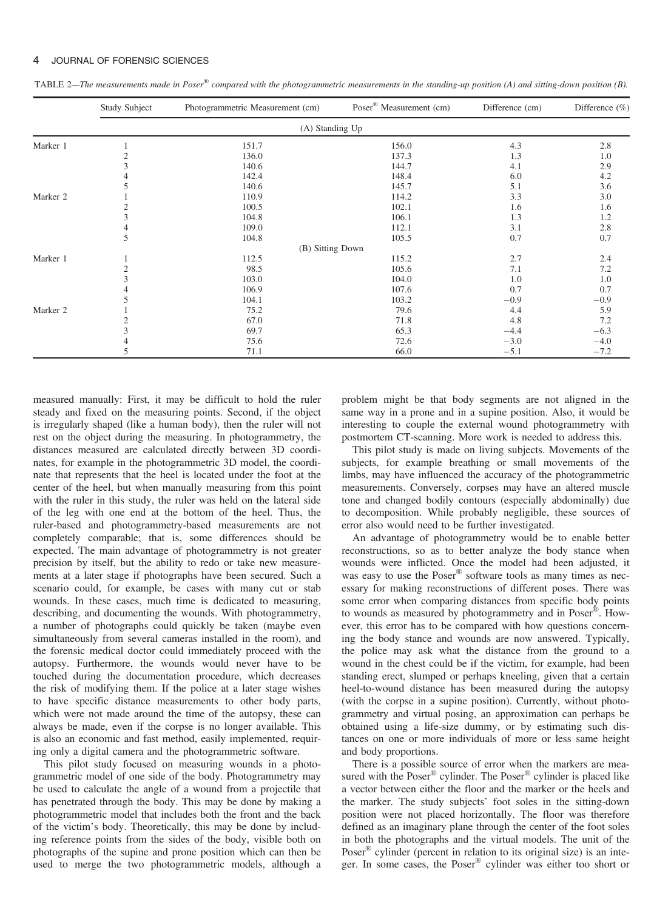TABLE 2—*The measurements made in Poser® compared with the photogrammetric measurements in the standing-up position (A) and sitting-down position (B).*

| | Study Subject | Photogrammetric Measurement (cm) | Poser® Measurement (cm) | Difference (cm) | Difference (%) |
|---|---|---|---|---|---|
| | | (A) Standing Up | | | |
| Marker 1 | 1 | 151.7 | 156.0 | 4.3 | 2.8 |
| | 2 | 136.0 | 137.3 | 1.3 | 1.0 |
| | 3 | 140.6 | 144.7 | 4.1 | 2.9 |
| | 4 | 142.4 | 148.4 | 6.0 | 4.2 |
| | 5 | 140.6 | 145.7 | 5.1 | 3.6 |
| Marker 2 | 1 | 110.9 | 114.2 | 3.3 | 3.0 |
| | 2 | 100.5 | 102.1 | 1.6 | 1.6 |
| | 3 | 104.8 | 106.1 | 1.3 | 1.2 |
| | 4 | 109.0 | 112.1 | 3.1 | 2.8 |
| | 5 | 104.8 | 105.5 | 0.7 | 0.7 |
| | | (B) Sitting Down | | | |
| Marker 1 | 1 | 112.5 | 115.2 | 2.7 | 2.4 |
| | 2 | 98.5 | 105.6 | 7.1 | 7.2 |
| | 3 | 103.0 | 104.0 | 1.0 | 1.0 |
| | 4 | 106.9 | 107.6 | 0.7 | 0.7 |
| | 5 | 104.1 | 103.2 | −0.9 | −0.9 |
| Marker 2 | 1 | 75.2 | 79.6 | 4.4 | 5.9 |
| | 2 | 67.0 | 71.8 | 4.8 | 7.2 |
| | 3 | 69.7 | 65.3 | −4.4 | −6.3 |
| | 4 | 75.6 | 72.6 | −3.0 | −4.0 |
| | 5 | 71.1 | 66.0 | −5.1 | −7.2 |

measured manually: First, it may be difficult to hold the ruler steady and fixed on the measuring points. Second, if the object is irregularly shaped (like a human body), then the ruler will not rest on the object during the measuring. In photogrammetry, the distances measured are calculated directly between 3D coordinates, for example in the photogrammetric 3D model, the coordinate that represents that the heel is located under the foot at the center of the heel, but when manually measuring from this point with the ruler in this study, the ruler was held on the lateral side of the leg with one end at the bottom of the heel. Thus, the ruler-based and photogrammetry-based measurements are not completely comparable; that is, some differences should be expected. The main advantage of photogrammetry is not greater precision by itself, but the ability to redo or take new measurements at a later stage if photographs have been secured. Such a scenario could, for example, be cases with many cut or stab wounds. In these cases, much time is dedicated to measuring, describing, and documenting the wounds. With photogrammetry, a number of photographs could quickly be taken (maybe even simultaneously from several cameras installed in the room), and the forensic medical doctor could immediately proceed with the autopsy. Furthermore, the wounds would never have to be touched during the documentation procedure, which decreases the risk of modifying them. If the police at a later stage wishes to have specific distance measurements to other body parts, which were not made around the time of the autopsy, these can always be made, even if the corpse is no longer available. This is also an economic and fast method, easily implemented, requiring only a digital camera and the photogrammetric software.

This pilot study focused on measuring wounds in a photogrammetric model of one side of the body. Photogrammetry may be used to calculate the angle of a wound from a projectile that has penetrated through the body. This may be done by making a photogrammetric model that includes both the front and the back of the victim's body. Theoretically, this may be done by including reference points from the sides of the body, visible both on photographs of the supine and prone position which can then be used to merge the two photogrammetric models, although a problem might be that body segments are not aligned in the same way in a prone and in a supine position. Also, it would be interesting to couple the external wound photogrammetry with postmortem CT-scanning. More work is needed to address this.

This pilot study is made on living subjects. Movements of the subjects, for example breathing or small movements of the limbs, may have influenced the accuracy of the photogrammetric measurements. Conversely, corpses may have an altered muscle tone and changed bodily contours (especially abdominally) due to decomposition. While probably negligible, these sources of error also would need to be further investigated.

An advantage of photogrammetry would be to enable better reconstructions, so as to better analyze the body stance when wounds were inflicted. Once the model had been adjusted, it was easy to use the Poser® software tools as many times as necessary for making reconstructions of different poses. There was some error when comparing distances from specific body points to wounds as measured by photogrammetry and in Poser®. However, this error has to be compared with how questions concerning the body stance and wounds are now answered. Typically, the police may ask what the distance from the ground to a wound in the chest could be if the victim, for example, had been standing erect, slumped or perhaps kneeling, given that a certain heel-to-wound distance has been measured during the autopsy (with the corpse in a supine position). Currently, without photogrammetry and virtual posing, an approximation can perhaps be obtained using a life-size dummy, or by estimating such distances on one or more individuals of more or less same height and body proportions.

There is a possible source of error when the markers are measured with the Poser® cylinder. The Poser® cylinder is placed like a vector between either the floor and the marker or the heels and the marker. The study subjects' foot soles in the sitting-down position were not placed horizontally. The floor was therefore defined as an imaginary plane through the center of the foot soles in both the photographs and the virtual models. The unit of the Poser® cylinder (percent in relation to its original size) is an integer. In some cases, the Poser® cylinder was either too short or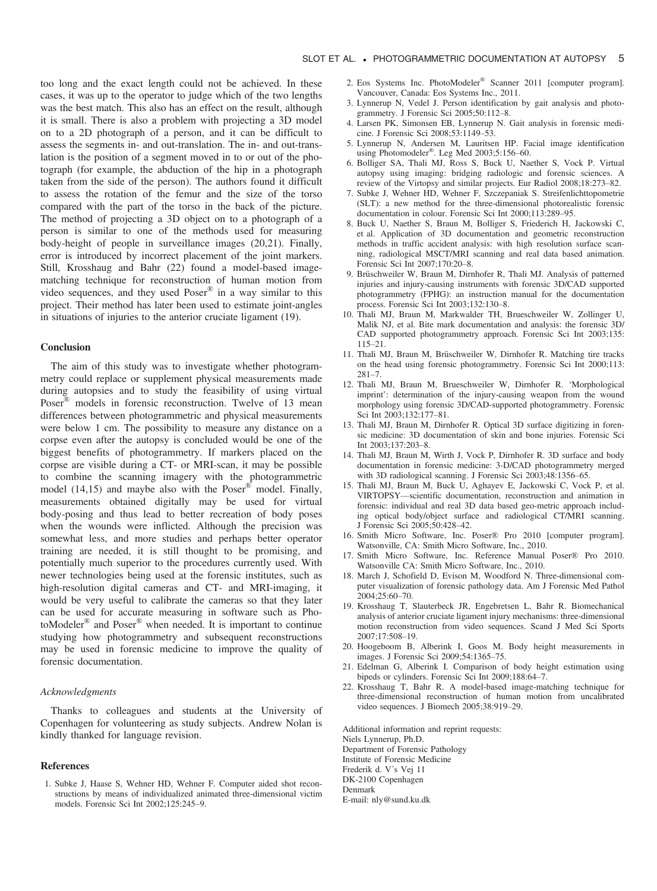too long and the exact length could not be achieved. In these cases, it was up to the operator to judge which of the two lengths was the best match. This also has an effect on the result, although it is small. There is also a problem with projecting a 3D model on to a 2D photograph of a person, and it can be difficult to assess the segments in- and out-translation. The in- and out-translation is the position of a segment moved in to or out of the photograph (for example, the abduction of the hip in a photograph taken from the side of the person). The authors found it difficult to assess the rotation of the femur and the size of the torso compared with the part of the torso in the back of the picture. The method of projecting a 3D object on to a photograph of a person is similar to one of the methods used for measuring body-height of people in surveillance images (20,21). Finally, error is introduced by incorrect placement of the joint markers. Still, Krosshaug and Bahr (22) found a model-based image-matching technique for reconstruction of human motion from video sequences, and they used Poser® in a way similar to this project. Their method has later been used to estimate joint-angles in situations of injuries to the anterior cruciate ligament (19).

## Conclusion

The aim of this study was to investigate whether photogrammetry could replace or supplement physical measurements made during autopsies and to study the feasibility of using virtual Poser® models in forensic reconstruction. Twelve of 13 mean differences between photogrammetric and physical measurements were below 1 cm. The possibility to measure any distance on a corpse even after the autopsy is concluded would be one of the biggest benefits of photogrammetry. If markers placed on the corpse are visible during a CT- or MRI-scan, it may be possible to combine the scanning imagery with the photogrammetric model (14,15) and maybe also with the Poser® model. Finally, measurements obtained digitally may be used for virtual body-posing and thus lead to better recreation of body poses when the wounds were inflicted. Although the precision was somewhat less, and more studies and perhaps better operator training are needed, it is still thought to be promising, and potentially much superior to the procedures currently used. With newer technologies being used at the forensic institutes, such as high-resolution digital cameras and CT- and MRI-imaging, it would be very useful to calibrate the cameras so that they later can be used for accurate measuring in software such as PhotoModeler® and Poser® when needed. It is important to continue studying how photogrammetry and subsequent reconstructions may be used in forensic medicine to improve the quality of forensic documentation.

### *Acknowledgments*

Thanks to colleagues and students at the University of Copenhagen for volunteering as study subjects. Andrew Nolan is kindly thanked for language revision.

## References

1. Subke J, Haase S, Wehner HD, Wehner F. Computer aided shot reconstructions by means of individualized animated three-dimensional victim models. Forensic Sci Int 2002;125:245–9.
2. Eos Systems Inc. PhotoModeler® Scanner 2011 [computer program]. Vancouver, Canada: Eos Systems Inc., 2011.
3. Lynnerup N, Vedel J. Person identification by gait analysis and photogrammetry. J Forensic Sci 2005;50:112–8.
4. Larsen PK, Simonsen EB, Lynnerup N. Gait analysis in forensic medicine. J Forensic Sci 2008;53:1149–53.
5. Lynnerup N, Andersen M, Lauritsen HP. Facial image identification using Photomodeler®. Leg Med 2003;5:156–60.
6. Bolliger SA, Thali MJ, Ross S, Buck U, Naether S, Vock P. Virtual autopsy using imaging: bridging radiologic and forensic sciences. A review of the Virtopsy and similar projects. Eur Radiol 2008;18:273–82.
7. Subke J, Wehner HD, Wehner F, Szczepaniak S. Streifenlichttopometrie (SLT): a new method for the three-dimensional photorealistic forensic documentation in colour. Forensic Sci Int 2000;113:289–95.
8. Buck U, Naether S, Braun M, Bolliger S, Friederich H, Jackowski C, et al. Application of 3D documentation and geometric reconstruction methods in traffic accident analysis: with high resolution surface scanning, radiological MSCT/MRI scanning and real data based animation. Forensic Sci Int 2007;170:20–8.
9. Brüschweiler W, Braun M, Dirnhofer R, Thali MJ. Analysis of patterned injuries and injury-causing instruments with forensic 3D/CAD supported photogrammetry (FPHG): an instruction manual for the documentation process. Forensic Sci Int 2003;132:130–8.
10. Thali MJ, Braun M, Markwalder TH, Brueschweiler W, Zollinger U, Malik NJ, et al. Bite mark documentation and analysis: the forensic 3D/CAD supported photogrammetry approach. Forensic Sci Int 2003;135:115–21.
11. Thali MJ, Braun M, Brüschweiler W, Dirnhofer R. Matching tire tracks on the head using forensic photogrammetry. Forensic Sci Int 2000;113:281–7.
12. Thali MJ, Braun M, Brueschweiler W, Dirnhofer R. 'Morphological imprint': determination of the injury-causing weapon from the wound morphology using forensic 3D/CAD-supported photogrammetry. Forensic Sci Int 2003;132:177–81.
13. Thali MJ, Braun M, Dirnhofer R. Optical 3D surface digitizing in forensic medicine: 3D documentation of skin and bone injuries. Forensic Sci Int 2003;137:203–8.
14. Thali MJ, Braun M, Wirth J, Vock P, Dirnhofer R. 3D surface and body documentation in forensic medicine: 3-D/CAD photogrammetry merged with 3D radiological scanning. J Forensic Sci 2003;48:1356–65.
15. Thali MJ, Braun M, Buck U, Aghayev E, Jackowski C, Vock P, et al. VIRTOPSY—scientific documentation, reconstruction and animation in forensic: individual and real 3D data based geo-metric approach including optical body/object surface and radiological CT/MRI scanning. J Forensic Sci 2005;50:428–42.
16. Smith Micro Software, Inc. Poser® Pro 2010 [computer program]. Watsonville, CA: Smith Micro Software, Inc., 2010.
17. Smith Micro Software, Inc. Reference Manual Poser® Pro 2010. Watsonville CA: Smith Micro Software, Inc., 2010.
18. March J, Schofield D, Evison M, Woodford N. Three-dimensional computer visualization of forensic pathology data. Am J Forensic Med Pathol 2004;25:60–70.
19. Krosshaug T, Slauterbeck JR, Engebretsen L, Bahr R. Biomechanical analysis of anterior cruciate ligament injury mechanisms: three-dimensional motion reconstruction from video sequences. Scand J Med Sci Sports 2007;17:508–19.
20. Hoogeboom B, Alberink I, Goos M. Body height measurements in images. J Forensic Sci 2009;54:1365–75.
21. Edelman G, Alberink I. Comparison of body height estimation using bipeds or cylinders. Forensic Sci Int 2009;188:64–7.
22. Krosshaug T, Bahr R. A model-based image-matching technique for three-dimensional reconstruction of human motion from uncalibrated video sequences. J Biomech 2005;38:919–29.

Additional information and reprint requests:
Niels Lynnerup, Ph.D.
Department of Forensic Pathology
Institute of Forensic Medicine
Frederik d. V´s Vej 11
DK-2100 Copenhagen
Denmark
E-mail: nly@sund.ku.dk